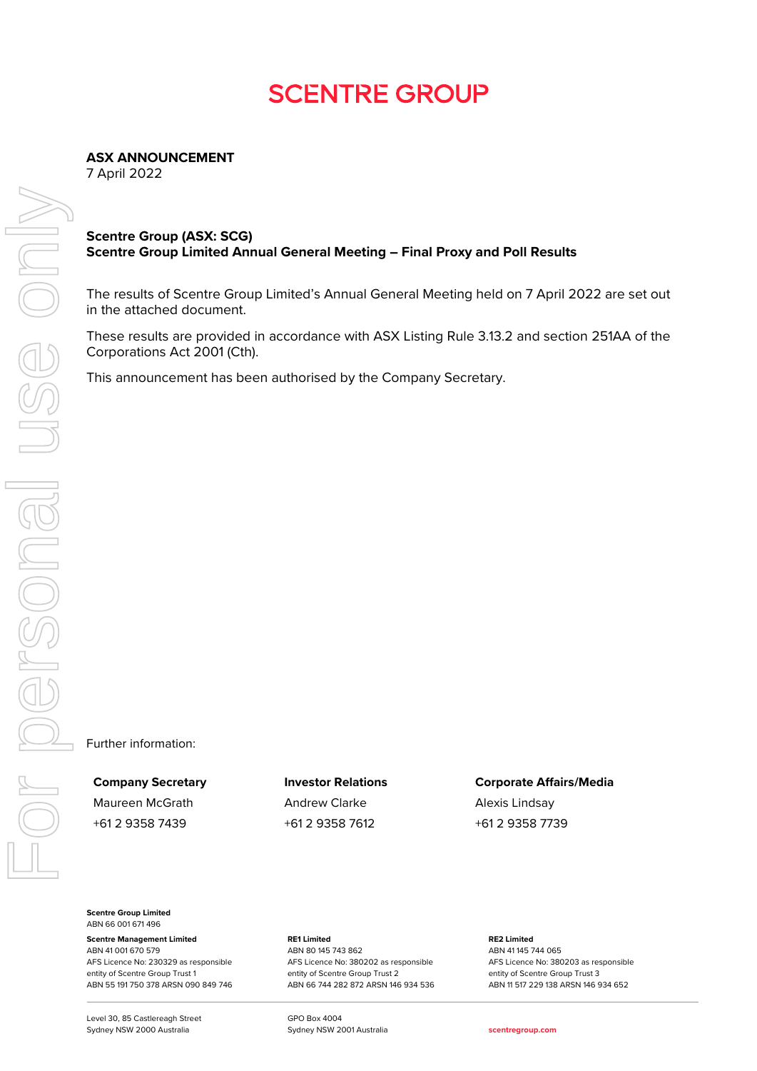# SCENTRE GROUP

**ASX ANNOUNCEMENT**
7 April 2022

**Scentre Group (ASX: SCG)**
**Scentre Group Limited Annual General Meeting – Final Proxy and Poll Results**

The results of Scentre Group Limited's Annual General Meeting held on 7 April 2022 are set out in the attached document.

These results are provided in accordance with ASX Listing Rule 3.13.2 and section 251AA of the Corporations Act 2001 (Cth).

This announcement has been authorised by the Company Secretary.

Further information:

| Company Secretary | Investor Relations | Corporate Affairs/Media |
|---|---|---|
| Maureen McGrath | Andrew Clarke | Alexis Lindsay |
| +61 2 9358 7439 | +61 2 9358 7612 | +61 2 9358 7739 |

**Scentre Group Limited**
ABN 66 001 671 496

**Scentre Management Limited**
ABN 41 001 670 579
AFS Licence No: 230329 as responsible entity of Scentre Group Trust 1
ABN 55 191 750 378 ARSN 090 849 746

**RE1 Limited**
ABN 80 145 743 862
AFS Licence No: 380202 as responsible entity of Scentre Group Trust 2
ABN 66 744 282 872 ARSN 146 934 536

**RE2 Limited**
ABN 41 145 744 065
AFS Licence No: 380203 as responsible entity of Scentre Group Trust 3
ABN 11 517 229 138 ARSN 146 934 652

Level 30, 85 Castlereagh Street
Sydney NSW 2000 Australia

GPO Box 4004
Sydney NSW 2001 Australia

scentregroup.com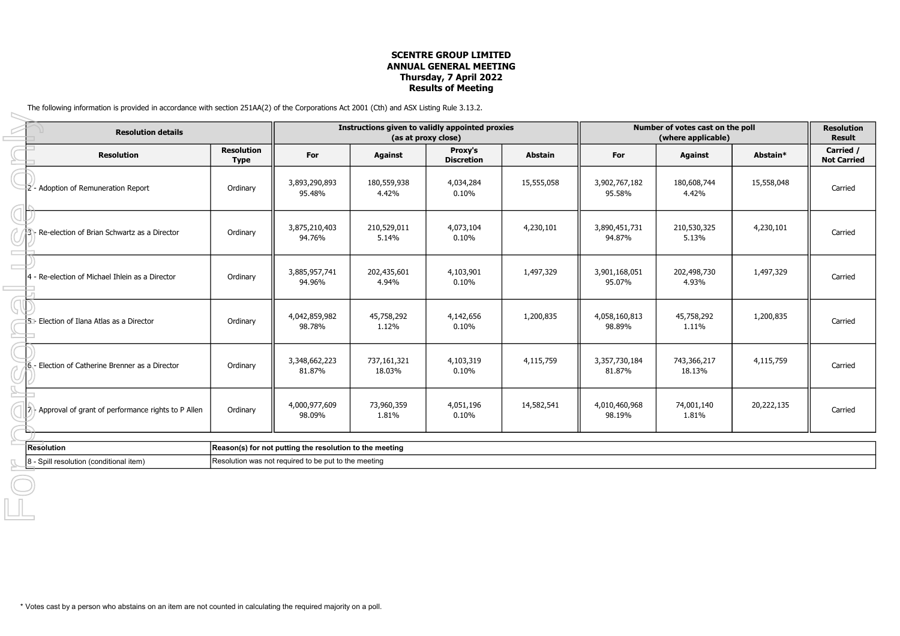**SCENTRE GROUP LIMITED**
**ANNUAL GENERAL MEETING**
**Thursday, 7 April 2022**
**Results of Meeting**

The following information is provided in accordance with section 251AA(2) of the Corporations Act 2001 (Cth) and ASX Listing Rule 3.13.2.

| Resolution details | | Instructions given to validly appointed proxies (as at proxy close) | | | | Number of votes cast on the poll (where applicable) | | | Resolution Result |
|---|---|---|---|---|---|---|---|---|---|
| **Resolution** | **Resolution Type** | **For** | **Against** | **Proxy's Discretion** | **Abstain** | **For** | **Against** | **Abstain*** | **Carried / Not Carried** |
| 2 - Adoption of Remuneration Report | Ordinary | 3,893,290,893 95.48% | 180,559,938 4.42% | 4,034,284 0.10% | 15,555,058 | 3,902,767,182 95.58% | 180,608,744 4.42% | 15,558,048 | Carried |
| 3 - Re-election of Brian Schwartz as a Director | Ordinary | 3,875,210,403 94.76% | 210,529,011 5.14% | 4,073,104 0.10% | 4,230,101 | 3,890,451,731 94.87% | 210,530,325 5.13% | 4,230,101 | Carried |
| 4 - Re-election of Michael Ihlein as a Director | Ordinary | 3,885,957,741 94.96% | 202,435,601 4.94% | 4,103,901 0.10% | 1,497,329 | 3,901,168,051 95.07% | 202,498,730 4.93% | 1,497,329 | Carried |
| 5 - Election of Ilana Atlas as a Director | Ordinary | 4,042,859,982 98.78% | 45,758,292 1.12% | 4,142,656 0.10% | 1,200,835 | 4,058,160,813 98.89% | 45,758,292 1.11% | 1,200,835 | Carried |
| 6 - Election of Catherine Brenner as a Director | Ordinary | 3,348,662,223 81.87% | 737,161,321 18.03% | 4,103,319 0.10% | 4,115,759 | 3,357,730,184 81.87% | 743,366,217 18.13% | 4,115,759 | Carried |
| 7 - Approval of grant of performance rights to P Allen | Ordinary | 4,000,977,609 98.09% | 73,960,359 1.81% | 4,051,196 0.10% | 14,582,541 | 4,010,460,968 98.19% | 74,001,140 1.81% | 20,222,135 | Carried |

| Resolution | Reason(s) for not putting the resolution to the meeting |
|---|---|
| 8 - Spill resolution (conditional item) | Resolution was not required to be put to the meeting |

* Votes cast by a person who abstains on an item are not counted in calculating the required majority on a poll.